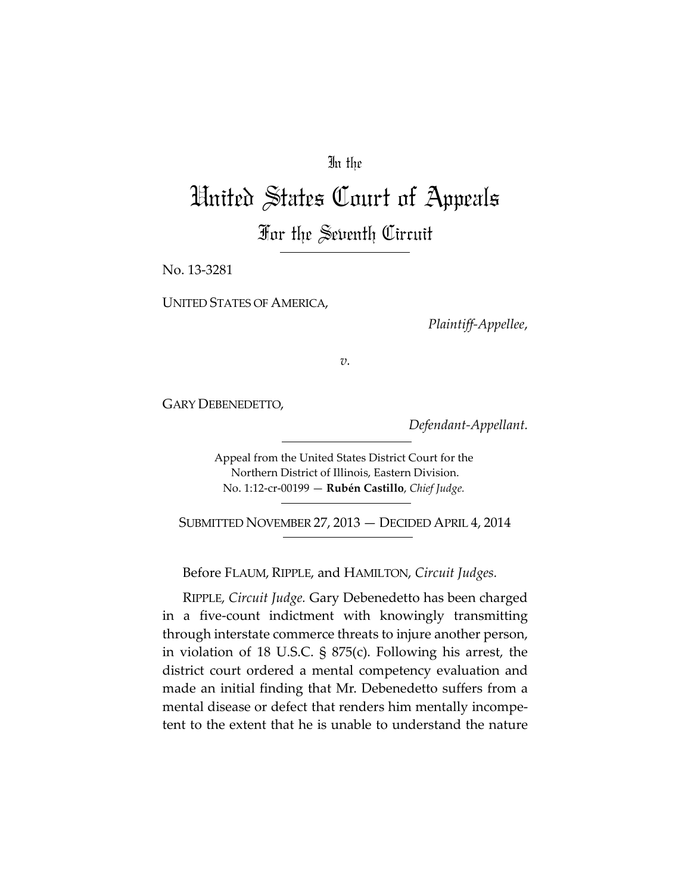In the

# United States Court of Appeals

## For the Seventh Circuit

No. 13-3281

UNITED STATES OF AMERICA,

*Plaintiff-Appellee*,

*v.*

GARY DEBENEDETTO,

*Defendant-Appellant.*

Appeal from the United States District Court for the Northern District of Illinois, Eastern Division.
No. 1:12-cr-00199 — **Rubén Castillo**, *Chief Judge.*

SUBMITTED NOVEMBER 27, 2013 — DECIDED APRIL 4, 2014

Before FLAUM, RIPPLE, and HAMILTON, *Circuit Judges.*

RIPPLE, *Circuit Judge.* Gary Debenedetto has been charged in a five-count indictment with knowingly transmitting through interstate commerce threats to injure another person, in violation of 18 U.S.C. § 875(c). Following his arrest, the district court ordered a mental competency evaluation and made an initial finding that Mr. Debenedetto suffers from a mental disease or defect that renders him mentally incompetent to the extent that he is unable to understand the nature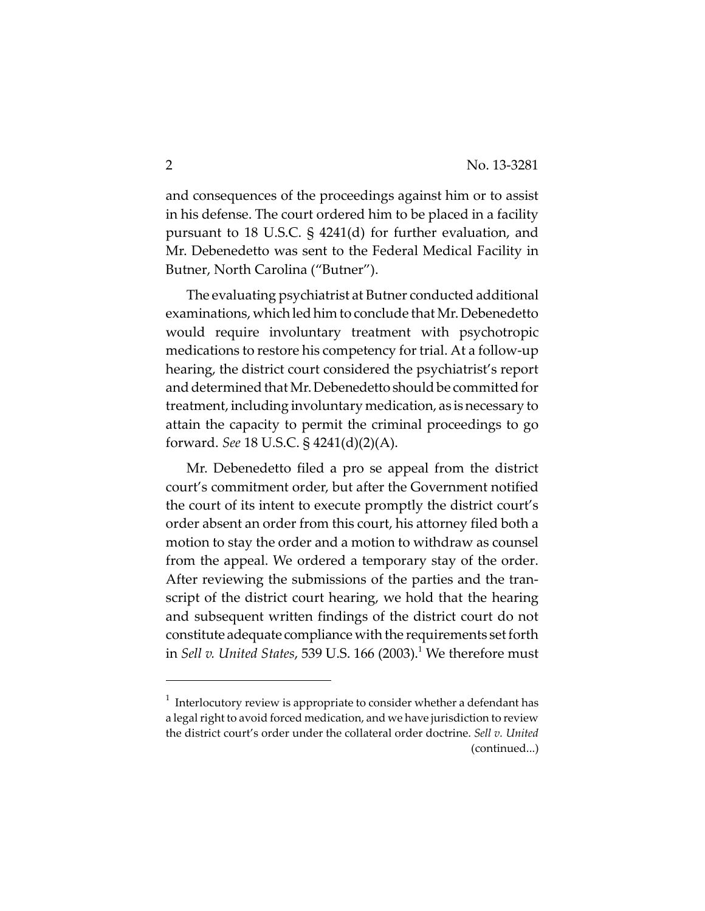and consequences of the proceedings against him or to assist in his defense. The court ordered him to be placed in a facility pursuant to 18 U.S.C. § 4241(d) for further evaluation, and Mr. Debenedetto was sent to the Federal Medical Facility in Butner, North Carolina ("Butner").

The evaluating psychiatrist at Butner conducted additional examinations, which led him to conclude that Mr. Debenedetto would require involuntary treatment with psychotropic medications to restore his competency for trial. At a follow-up hearing, the district court considered the psychiatrist's report and determined that Mr. Debenedetto should be committed for treatment, including involuntary medication, as is necessary to attain the capacity to permit the criminal proceedings to go forward. *See* 18 U.S.C. § 4241(d)(2)(A).

Mr. Debenedetto filed a pro se appeal from the district court's commitment order, but after the Government notified the court of its intent to execute promptly the district court's order absent an order from this court, his attorney filed both a motion to stay the order and a motion to withdraw as counsel from the appeal. We ordered a temporary stay of the order. After reviewing the submissions of the parties and the transcript of the district court hearing, we hold that the hearing and subsequent written findings of the district court do not constitute adequate compliance with the requirements set forth in *Sell v. United States*, 539 U.S. 166 (2003).[1] We therefore must

---

[1] Interlocutory review is appropriate to consider whether a defendant has a legal right to avoid forced medication, and we have jurisdiction to review the district court's order under the collateral order doctrine. *Sell v. United* (continued...)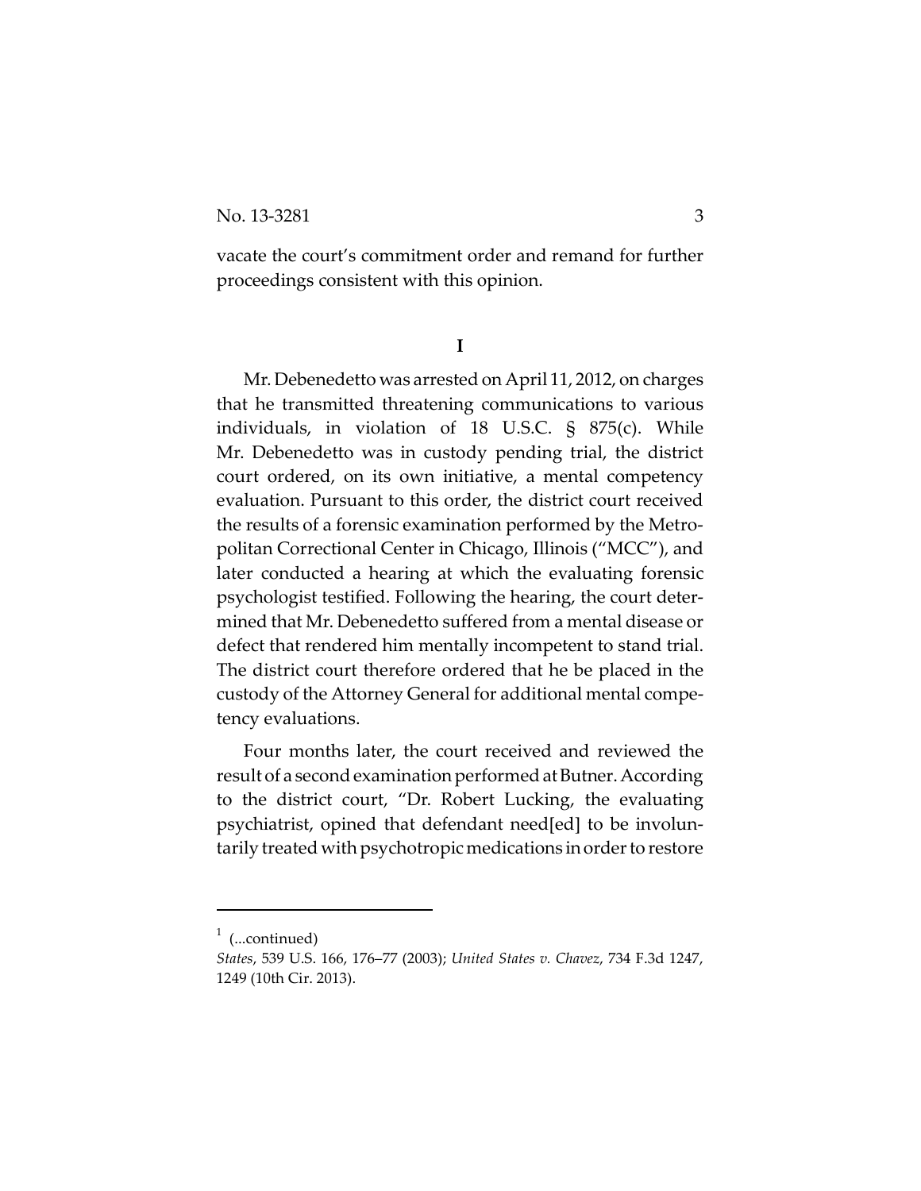vacate the court's commitment order and remand for further proceedings consistent with this opinion.

## I

Mr. Debenedetto was arrested on April 11, 2012, on charges that he transmitted threatening communications to various individuals, in violation of 18 U.S.C. § 875(c). While Mr. Debenedetto was in custody pending trial, the district court ordered, on its own initiative, a mental competency evaluation. Pursuant to this order, the district court received the results of a forensic examination performed by the Metropolitan Correctional Center in Chicago, Illinois ("MCC"), and later conducted a hearing at which the evaluating forensic psychologist testified. Following the hearing, the court determined that Mr. Debenedetto suffered from a mental disease or defect that rendered him mentally incompetent to stand trial. The district court therefore ordered that he be placed in the custody of the Attorney General for additional mental competency evaluations.

Four months later, the court received and reviewed the result of a second examination performed at Butner. According to the district court, "Dr. Robert Lucking, the evaluating psychiatrist, opined that defendant need[ed] to be involuntarily treated with psychotropic medications in order to restore

---

[1] (...continued)
*States*, 539 U.S. 166, 176–77 (2003); *United States v. Chavez*, 734 F.3d 1247, 1249 (10th Cir. 2013).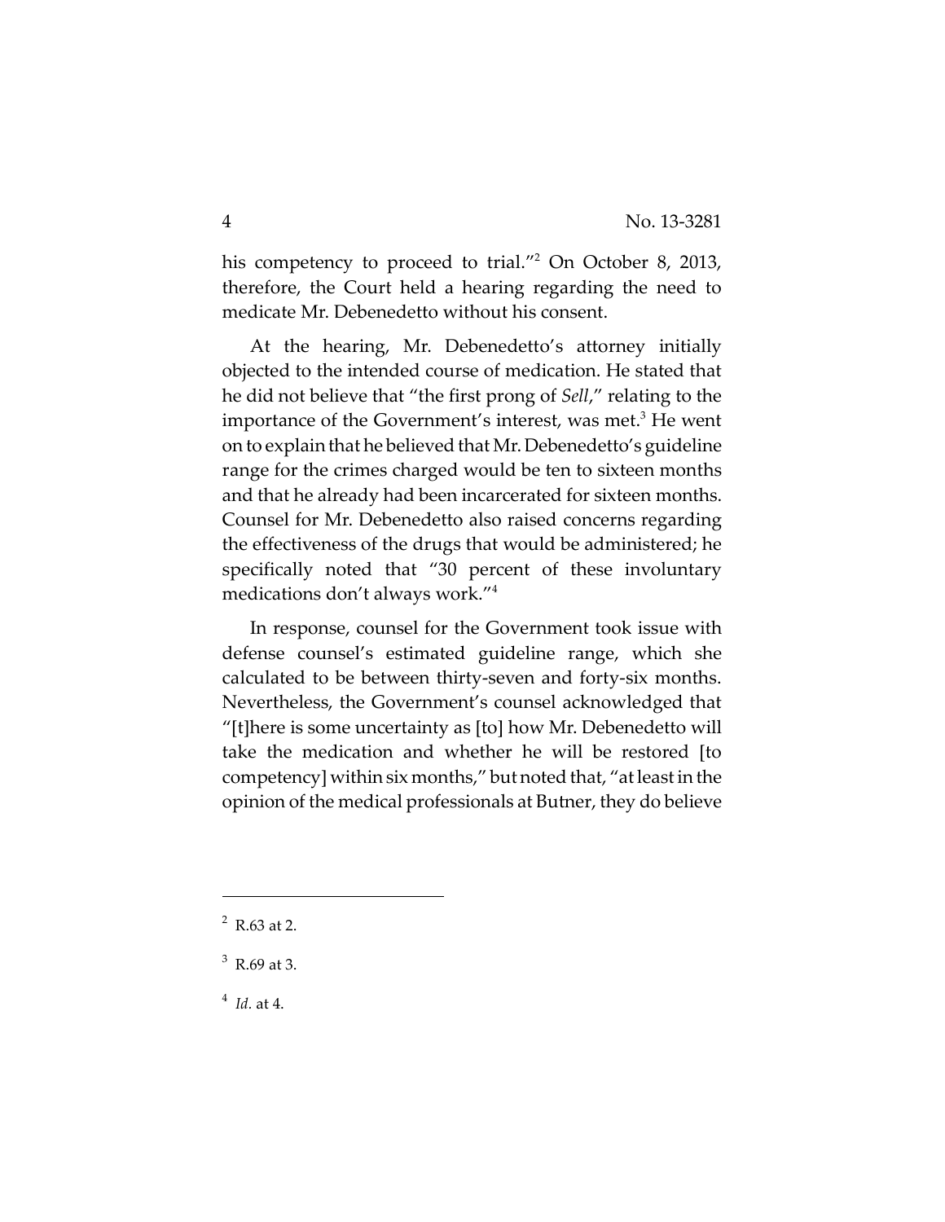his competency to proceed to trial."[2] On October 8, 2013, therefore, the Court held a hearing regarding the need to medicate Mr. Debenedetto without his consent.

At the hearing, Mr. Debenedetto's attorney initially objected to the intended course of medication. He stated that he did not believe that "the first prong of *Sell*," relating to the importance of the Government's interest, was met.[3] He went on to explain that he believed that Mr. Debenedetto's guideline range for the crimes charged would be ten to sixteen months and that he already had been incarcerated for sixteen months. Counsel for Mr. Debenedetto also raised concerns regarding the effectiveness of the drugs that would be administered; he specifically noted that "30 percent of these involuntary medications don't always work."[4]

In response, counsel for the Government took issue with defense counsel's estimated guideline range, which she calculated to be between thirty-seven and forty-six months. Nevertheless, the Government's counsel acknowledged that "[t]here is some uncertainty as [to] how Mr. Debenedetto will take the medication and whether he will be restored [to competency] within six months," but noted that, "at least in the opinion of the medical professionals at Butner, they do believe

---

[2] R.63 at 2.

[3] R.69 at 3.

[4] *Id.* at 4.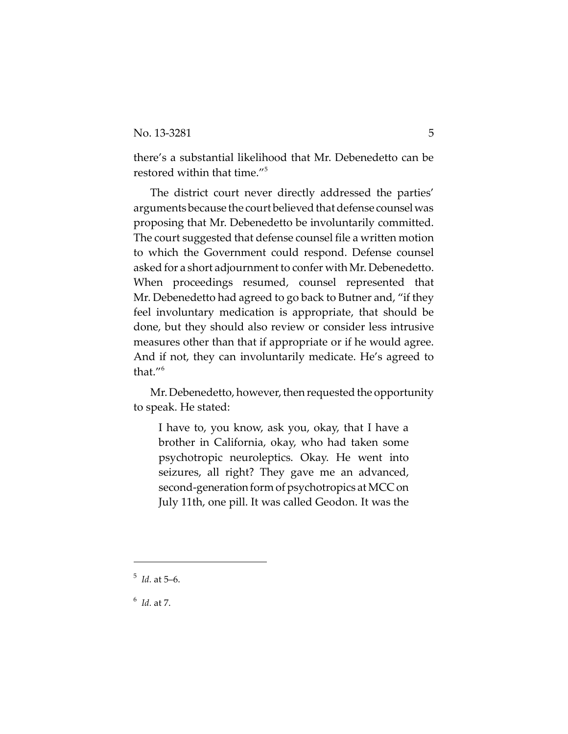there's a substantial likelihood that Mr. Debenedetto can be restored within that time."[5]

The district court never directly addressed the parties' arguments because the court believed that defense counsel was proposing that Mr. Debenedetto be involuntarily committed. The court suggested that defense counsel file a written motion to which the Government could respond. Defense counsel asked for a short adjournment to confer with Mr. Debenedetto. When proceedings resumed, counsel represented that Mr. Debenedetto had agreed to go back to Butner and, "if they feel involuntary medication is appropriate, that should be done, but they should also review or consider less intrusive measures other than that if appropriate or if he would agree. And if not, they can involuntarily medicate. He's agreed to that."[6]

Mr. Debenedetto, however, then requested the opportunity to speak. He stated:

> I have to, you know, ask you, okay, that I have a brother in California, okay, who had taken some psychotropic neuroleptics. Okay. He went into seizures, all right? They gave me an advanced, second-generation form of psychotropics at MCC on July 11th, one pill. It was called Geodon. It was the

---

[5] *Id.* at 5–6.

[6] *Id.* at 7.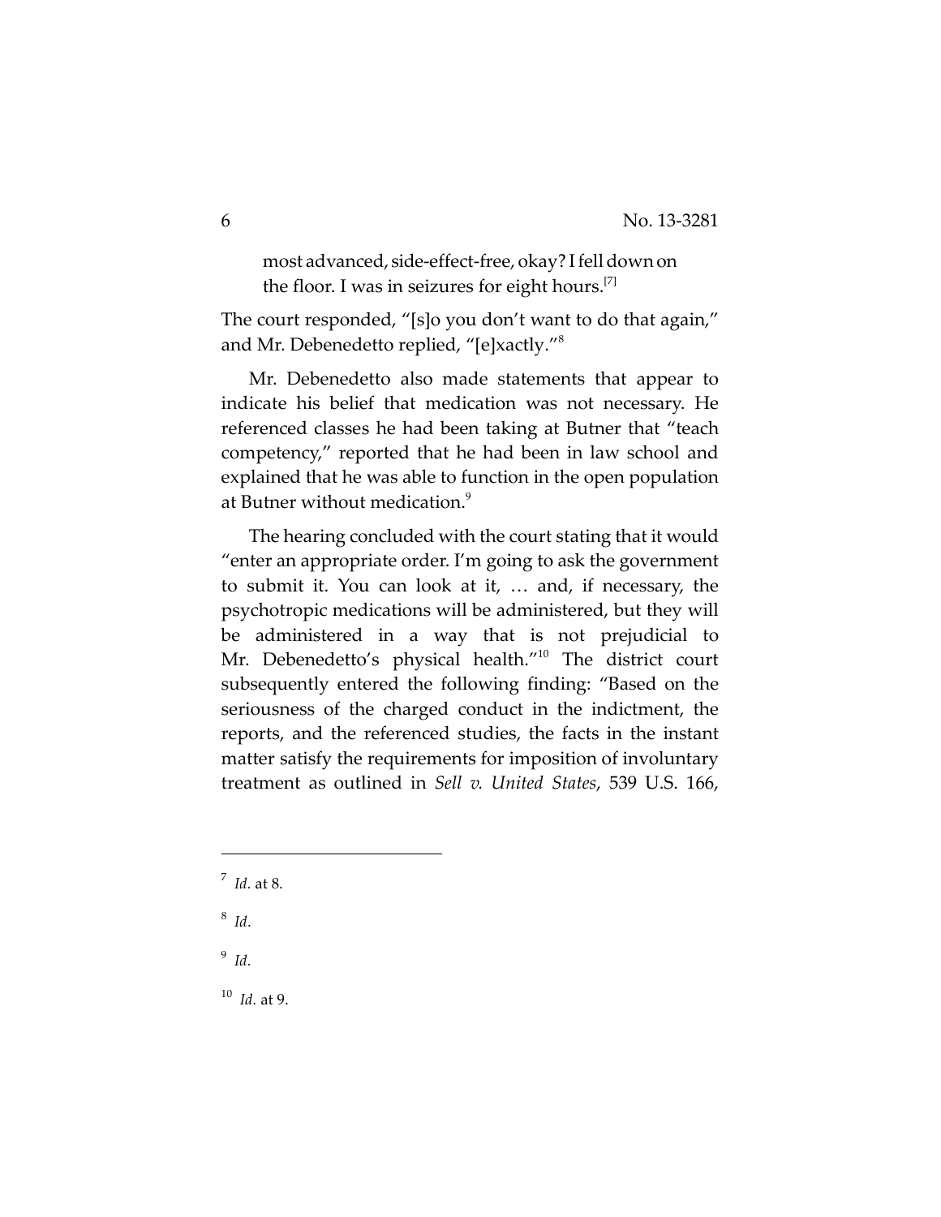> most advanced, side-effect-free, okay? I fell down on the floor. I was in seizures for eight hours.[7]

The court responded, "[s]o you don't want to do that again," and Mr. Debenedetto replied, "[e]xactly."[8]

Mr. Debenedetto also made statements that appear to indicate his belief that medication was not necessary. He referenced classes he had been taking at Butner that "teach competency," reported that he had been in law school and explained that he was able to function in the open population at Butner without medication.[9]

The hearing concluded with the court stating that it would "enter an appropriate order. I'm going to ask the government to submit it. You can look at it, … and, if necessary, the psychotropic medications will be administered, but they will be administered in a way that is not prejudicial to Mr. Debenedetto's physical health."[10] The district court subsequently entered the following finding: "Based on the seriousness of the charged conduct in the indictment, the reports, and the referenced studies, the facts in the instant matter satisfy the requirements for imposition of involuntary treatment as outlined in *Sell v. United States*, 539 U.S. 166,

---

[7] *Id.* at 8.

[8] *Id*.

[9] *Id.*

[10] *Id.* at 9.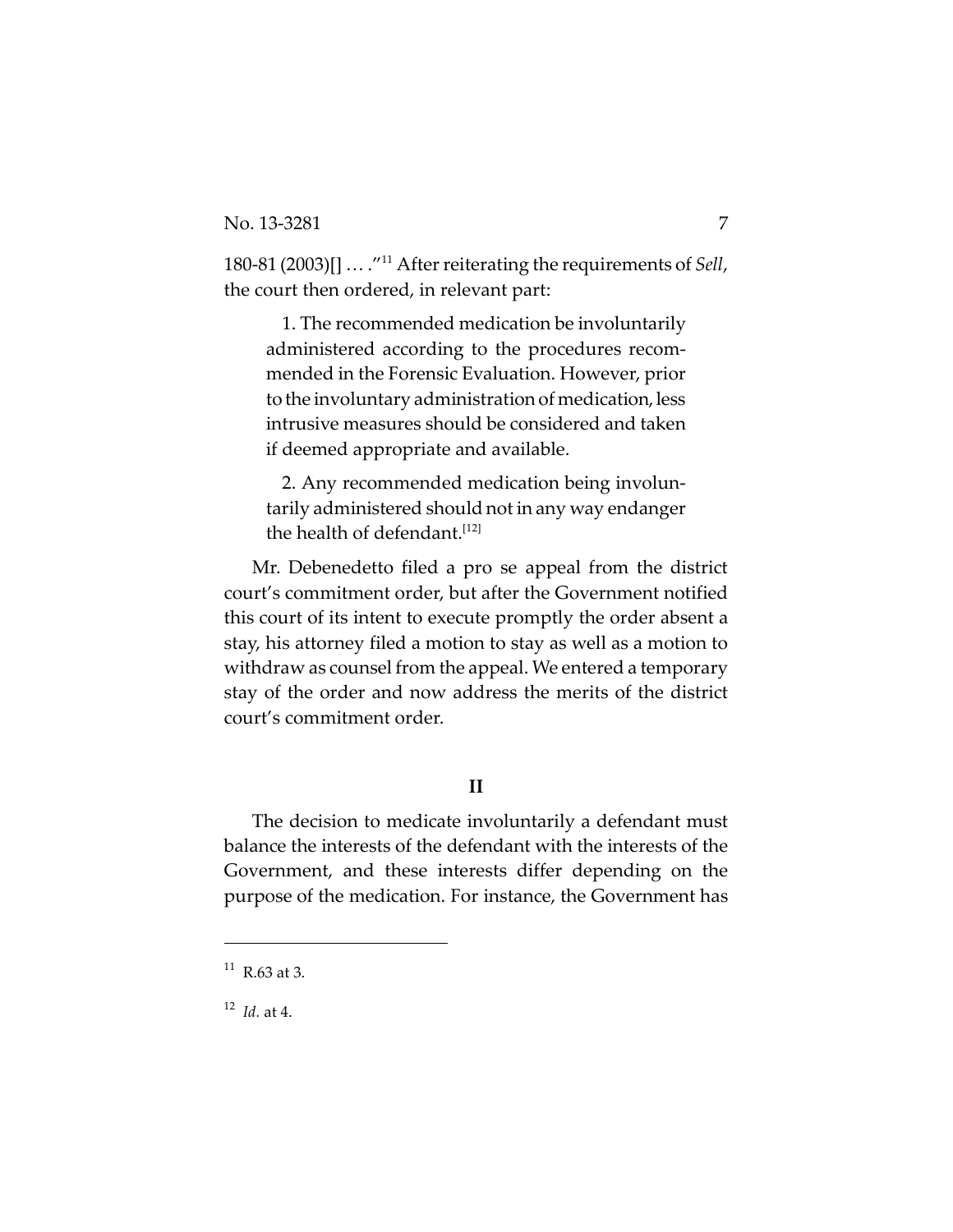180-81 (2003)[] … ."[11] After reiterating the requirements of *Sell*, the court then ordered, in relevant part:

> 1. The recommended medication be involuntarily administered according to the procedures recommended in the Forensic Evaluation. However, prior to the involuntary administration of medication, less intrusive measures should be considered and taken if deemed appropriate and available.
>
> 2. Any recommended medication being involuntarily administered should not in any way endanger the health of defendant.[12]

Mr. Debenedetto filed a pro se appeal from the district court's commitment order, but after the Government notified this court of its intent to execute promptly the order absent a stay, his attorney filed a motion to stay as well as a motion to withdraw as counsel from the appeal. We entered a temporary stay of the order and now address the merits of the district court's commitment order.

## II

The decision to medicate involuntarily a defendant must balance the interests of the defendant with the interests of the Government, and these interests differ depending on the purpose of the medication. For instance, the Government has

---

[11] R.63 at 3.

[12] *Id.* at 4.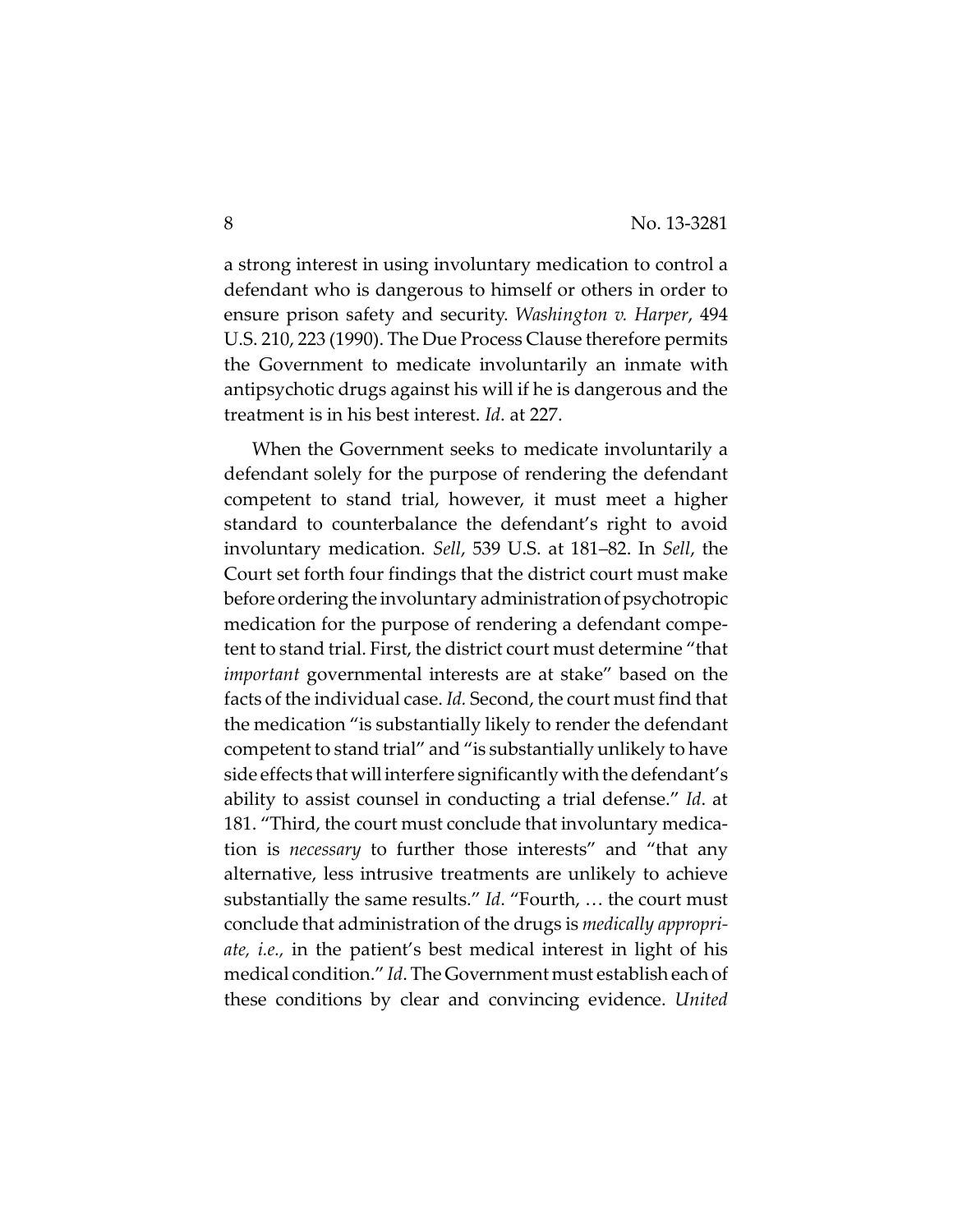a strong interest in using involuntary medication to control a defendant who is dangerous to himself or others in order to ensure prison safety and security. *Washington v. Harper*, 494 U.S. 210, 223 (1990). The Due Process Clause therefore permits the Government to medicate involuntarily an inmate with antipsychotic drugs against his will if he is dangerous and the treatment is in his best interest. *Id*. at 227.

When the Government seeks to medicate involuntarily a defendant solely for the purpose of rendering the defendant competent to stand trial, however, it must meet a higher standard to counterbalance the defendant's right to avoid involuntary medication. *Sell*, 539 U.S. at 181–82. In *Sell*, the Court set forth four findings that the district court must make before ordering the involuntary administration of psychotropic medication for the purpose of rendering a defendant competent to stand trial. First, the district court must determine "that *important* governmental interests are at stake" based on the facts of the individual case. *Id.* Second, the court must find that the medication "is substantially likely to render the defendant competent to stand trial" and "is substantially unlikely to have side effects that will interfere significantly with the defendant's ability to assist counsel in conducting a trial defense." *Id*. at 181. "Third, the court must conclude that involuntary medication is *necessary* to further those interests" and "that any alternative, less intrusive treatments are unlikely to achieve substantially the same results." *Id*. "Fourth, … the court must conclude that administration of the drugs is *medically appropriate, i.e.*, in the patient's best medical interest in light of his medical condition." *Id*. The Government must establish each of these conditions by clear and convincing evidence. *United*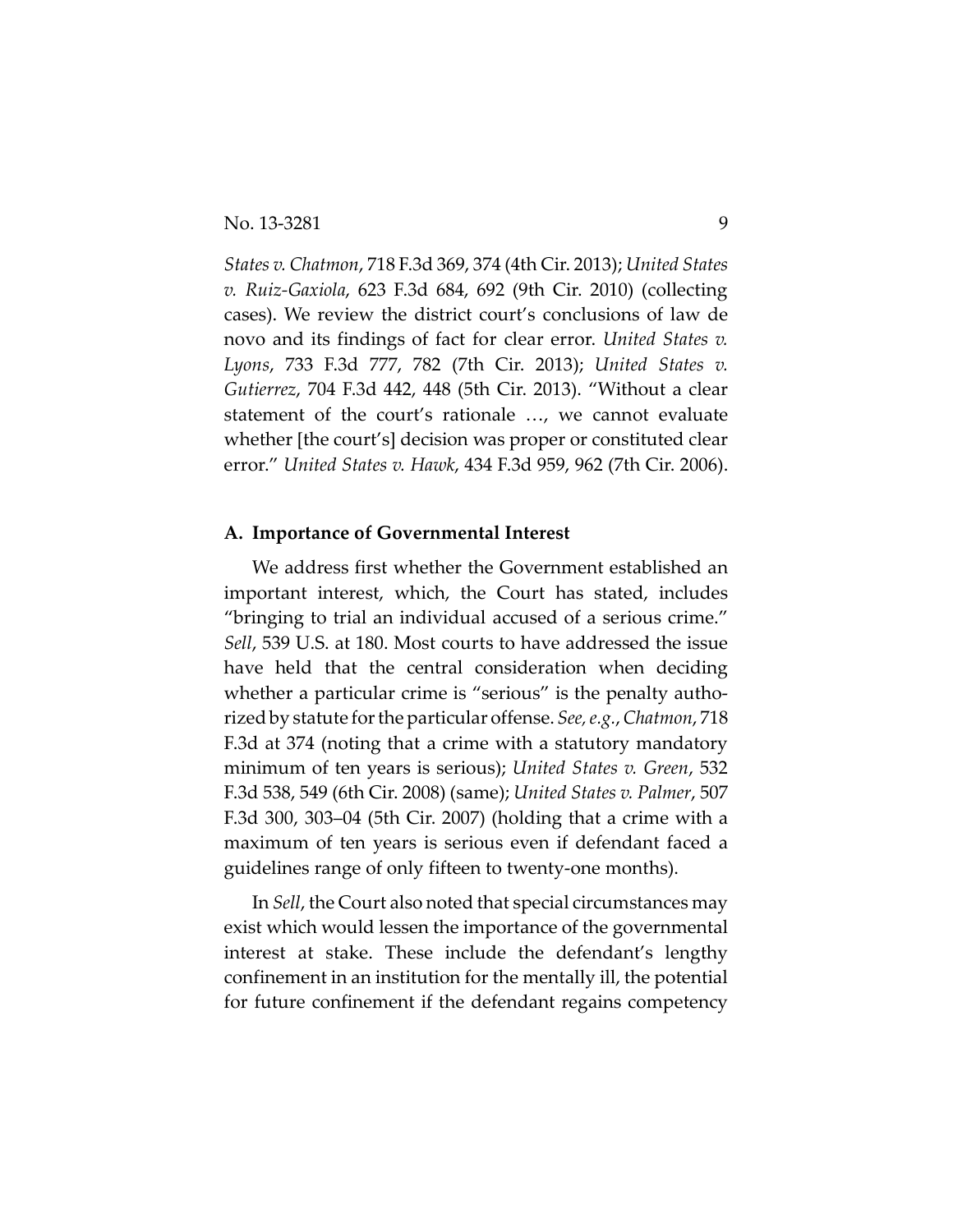*States v. Chatmon*, 718 F.3d 369, 374 (4th Cir. 2013); *United States v. Ruiz-Gaxiola*, 623 F.3d 684, 692 (9th Cir. 2010) (collecting cases). We review the district court's conclusions of law de novo and its findings of fact for clear error. *United States v. Lyons*, 733 F.3d 777, 782 (7th Cir. 2013); *United States v. Gutierrez*, 704 F.3d 442, 448 (5th Cir. 2013). "Without a clear statement of the court's rationale …, we cannot evaluate whether [the court's] decision was proper or constituted clear error." *United States v. Hawk*, 434 F.3d 959, 962 (7th Cir. 2006).

**A. Importance of Governmental Interest**

We address first whether the Government established an important interest, which, the Court has stated, includes "bringing to trial an individual accused of a serious crime." *Sell*, 539 U.S. at 180. Most courts to have addressed the issue have held that the central consideration when deciding whether a particular crime is "serious" is the penalty authorized by statute for the particular offense. *See, e.g.*, *Chatmon*, 718 F.3d at 374 (noting that a crime with a statutory mandatory minimum of ten years is serious); *United States v. Green*, 532 F.3d 538, 549 (6th Cir. 2008) (same); *United States v. Palmer*, 507 F.3d 300, 303–04 (5th Cir. 2007) (holding that a crime with a maximum of ten years is serious even if defendant faced a guidelines range of only fifteen to twenty-one months).

In *Sell*, the Court also noted that special circumstances may exist which would lessen the importance of the governmental interest at stake. These include the defendant's lengthy confinement in an institution for the mentally ill, the potential for future confinement if the defendant regains competency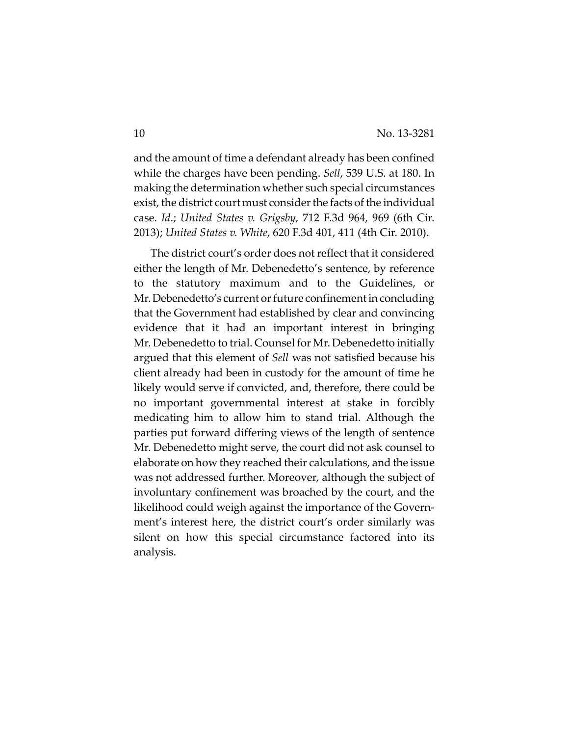and the amount of time a defendant already has been confined while the charges have been pending. *Sell*, 539 U.S. at 180. In making the determination whether such special circumstances exist, the district court must consider the facts of the individual case. *Id*.; *United States v. Grigsby*, 712 F.3d 964, 969 (6th Cir. 2013); *United States v. White*, 620 F.3d 401, 411 (4th Cir. 2010).

The district court's order does not reflect that it considered either the length of Mr. Debenedetto's sentence, by reference to the statutory maximum and to the Guidelines, or Mr. Debenedetto's current or future confinement in concluding that the Government had established by clear and convincing evidence that it had an important interest in bringing Mr. Debenedetto to trial. Counsel for Mr. Debenedetto initially argued that this element of *Sell* was not satisfied because his client already had been in custody for the amount of time he likely would serve if convicted, and, therefore, there could be no important governmental interest at stake in forcibly medicating him to allow him to stand trial. Although the parties put forward differing views of the length of sentence Mr. Debenedetto might serve, the court did not ask counsel to elaborate on how they reached their calculations, and the issue was not addressed further. Moreover, although the subject of involuntary confinement was broached by the court, and the likelihood could weigh against the importance of the Government's interest here, the district court's order similarly was silent on how this special circumstance factored into its analysis.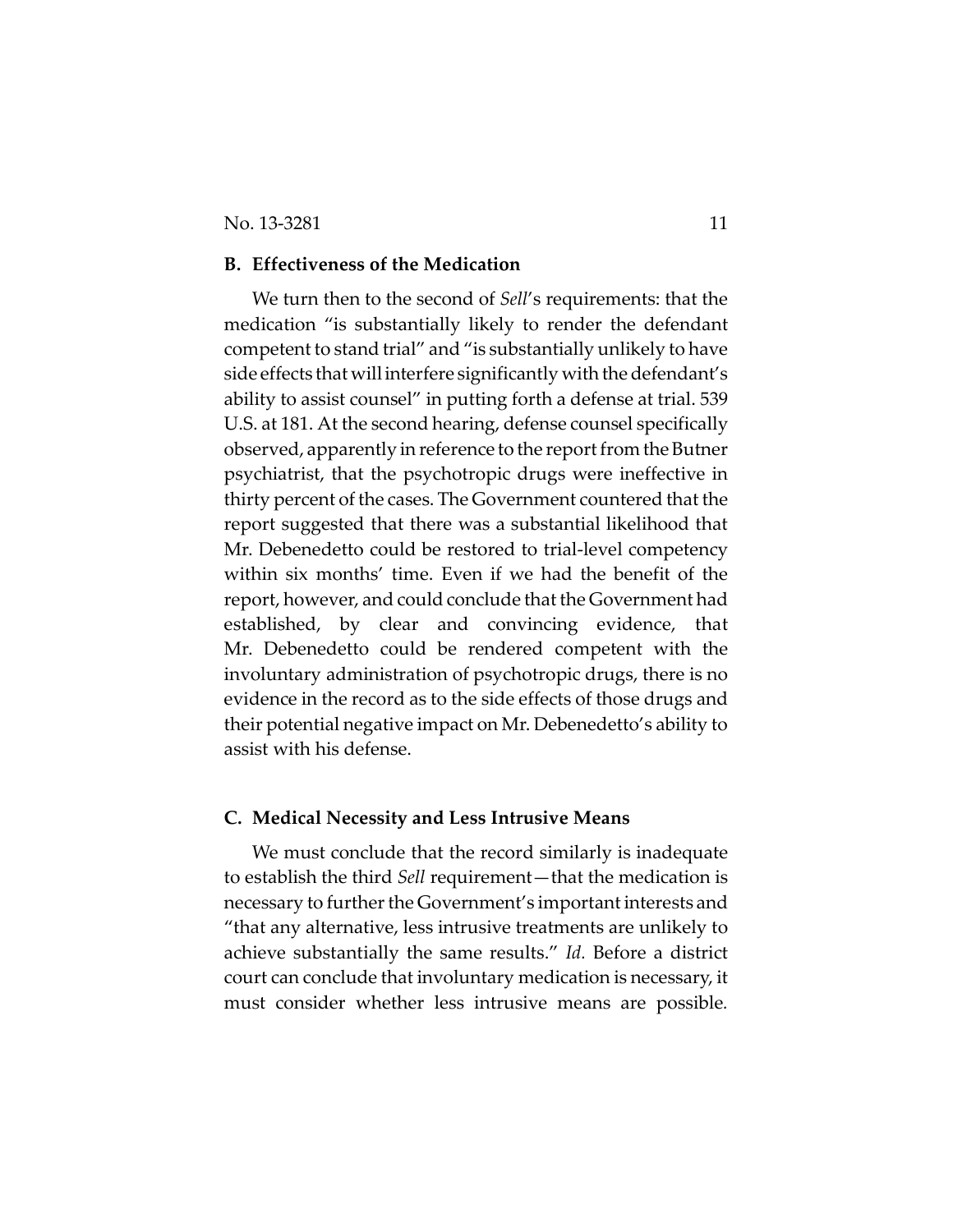### B. Effectiveness of the Medication

We turn then to the second of *Sell*'s requirements: that the medication "is substantially likely to render the defendant competent to stand trial" and "is substantially unlikely to have side effects that will interfere significantly with the defendant's ability to assist counsel" in putting forth a defense at trial. 539 U.S. at 181. At the second hearing, defense counsel specifically observed, apparently in reference to the report from the Butner psychiatrist, that the psychotropic drugs were ineffective in thirty percent of the cases. The Government countered that the report suggested that there was a substantial likelihood that Mr. Debenedetto could be restored to trial-level competency within six months' time. Even if we had the benefit of the report, however, and could conclude that the Government had established, by clear and convincing evidence, that Mr. Debenedetto could be rendered competent with the involuntary administration of psychotropic drugs, there is no evidence in the record as to the side effects of those drugs and their potential negative impact on Mr. Debenedetto's ability to assist with his defense.

### C. Medical Necessity and Less Intrusive Means

We must conclude that the record similarly is inadequate to establish the third *Sell* requirement—that the medication is necessary to further the Government's important interests and "that any alternative, less intrusive treatments are unlikely to achieve substantially the same results." *Id.* Before a district court can conclude that involuntary medication is necessary, it must consider whether less intrusive means are possible.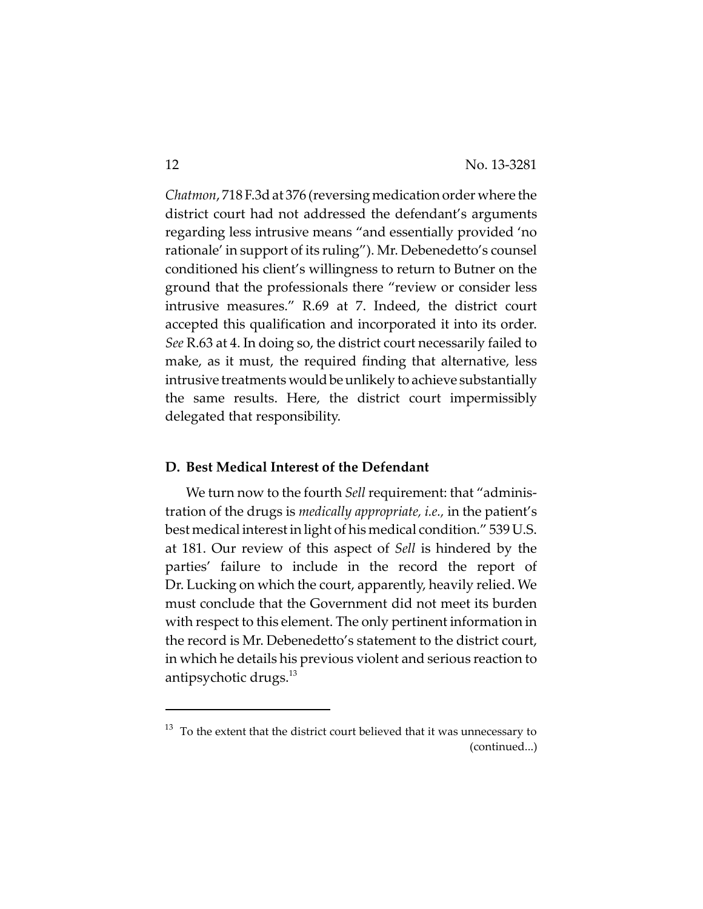*Chatmon*, 718 F.3d at 376 (reversing medication order where the district court had not addressed the defendant's arguments regarding less intrusive means "and essentially provided 'no rationale' in support of its ruling"). Mr. Debenedetto's counsel conditioned his client's willingness to return to Butner on the ground that the professionals there "review or consider less intrusive measures." R.69 at 7. Indeed, the district court accepted this qualification and incorporated it into its order. *See* R.63 at 4. In doing so, the district court necessarily failed to make, as it must, the required finding that alternative, less intrusive treatments would be unlikely to achieve substantially the same results. Here, the district court impermissibly delegated that responsibility.

### D. Best Medical Interest of the Defendant

We turn now to the fourth *Sell* requirement: that "administration of the drugs is *medically appropriate, i.e.,* in the patient's best medical interest in light of his medical condition." 539 U.S. at 181. Our review of this aspect of *Sell* is hindered by the parties' failure to include in the record the report of Dr. Lucking on which the court, apparently, heavily relied. We must conclude that the Government did not meet its burden with respect to this element. The only pertinent information in the record is Mr. Debenedetto's statement to the district court, in which he details his previous violent and serious reaction to antipsychotic drugs.[13]

---

[13] To the extent that the district court believed that it was unnecessary to (continued...)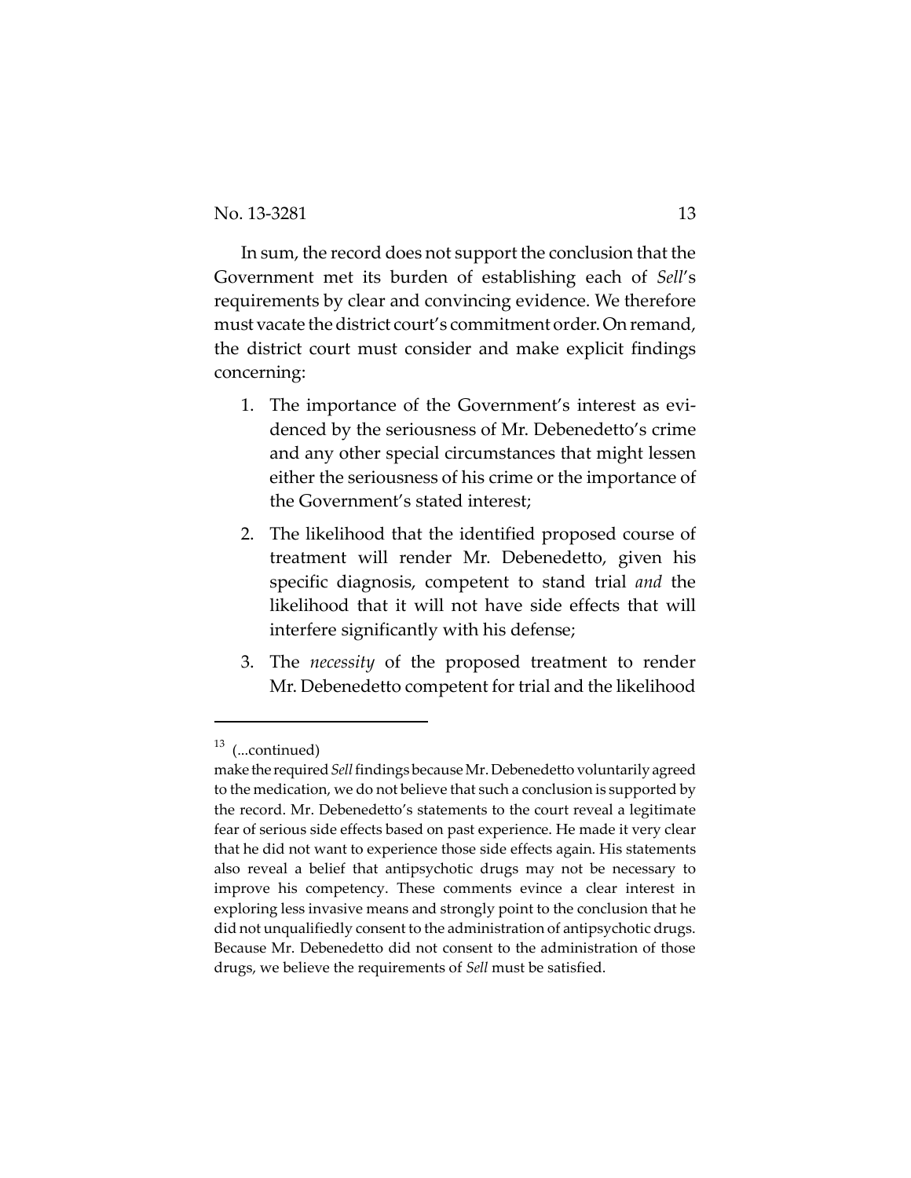In sum, the record does not support the conclusion that the Government met its burden of establishing each of *Sell*'s requirements by clear and convincing evidence. We therefore must vacate the district court's commitment order. On remand, the district court must consider and make explicit findings concerning:

1. The importance of the Government's interest as evidenced by the seriousness of Mr. Debenedetto's crime and any other special circumstances that might lessen either the seriousness of his crime or the importance of the Government's stated interest;
2. The likelihood that the identified proposed course of treatment will render Mr. Debenedetto, given his specific diagnosis, competent to stand trial *and* the likelihood that it will not have side effects that will interfere significantly with his defense;
3. The *necessity* of the proposed treatment to render Mr. Debenedetto competent for trial and the likelihood

---

[13] (...continued)
make the required *Sell* findings because Mr. Debenedetto voluntarily agreed to the medication, we do not believe that such a conclusion is supported by the record. Mr. Debenedetto's statements to the court reveal a legitimate fear of serious side effects based on past experience. He made it very clear that he did not want to experience those side effects again. His statements also reveal a belief that antipsychotic drugs may not be necessary to improve his competency. These comments evince a clear interest in exploring less invasive means and strongly point to the conclusion that he did not unqualifiedly consent to the administration of antipsychotic drugs. Because Mr. Debenedetto did not consent to the administration of those drugs, we believe the requirements of *Sell* must be satisfied.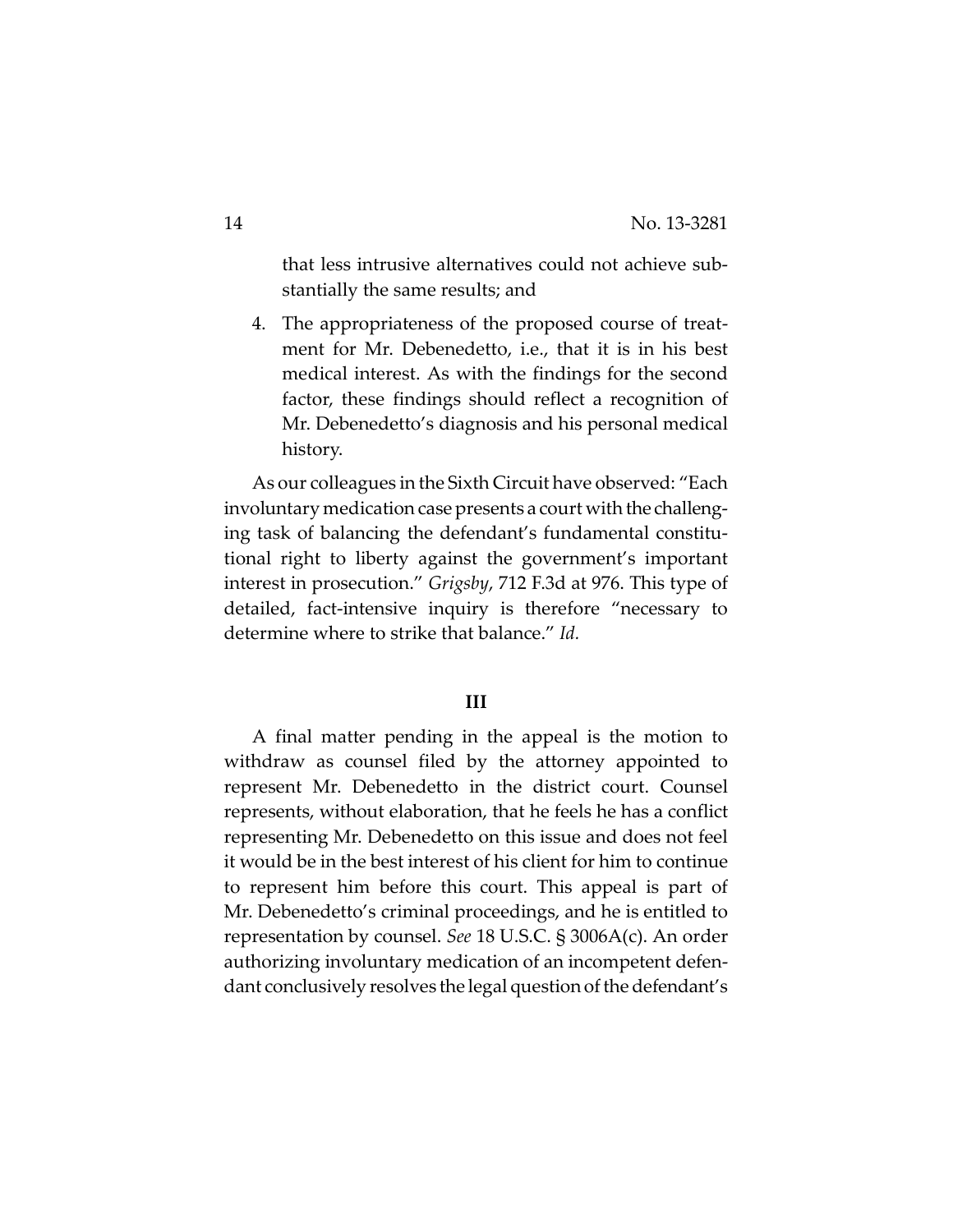that less intrusive alternatives could not achieve substantially the same results; and

4. The appropriateness of the proposed course of treatment for Mr. Debenedetto, i.e., that it is in his best medical interest. As with the findings for the second factor, these findings should reflect a recognition of Mr. Debenedetto's diagnosis and his personal medical history.

As our colleagues in the Sixth Circuit have observed: "Each involuntary medication case presents a court with the challenging task of balancing the defendant's fundamental constitutional right to liberty against the government's important interest in prosecution." *Grigsby*, 712 F.3d at 976. This type of detailed, fact-intensive inquiry is therefore "necessary to determine where to strike that balance." *Id.*

## III

A final matter pending in the appeal is the motion to withdraw as counsel filed by the attorney appointed to represent Mr. Debenedetto in the district court. Counsel represents, without elaboration, that he feels he has a conflict representing Mr. Debenedetto on this issue and does not feel it would be in the best interest of his client for him to continue to represent him before this court. This appeal is part of Mr. Debenedetto's criminal proceedings, and he is entitled to representation by counsel. *See* 18 U.S.C. § 3006A(c). An order authorizing involuntary medication of an incompetent defendant conclusively resolves the legal question of the defendant's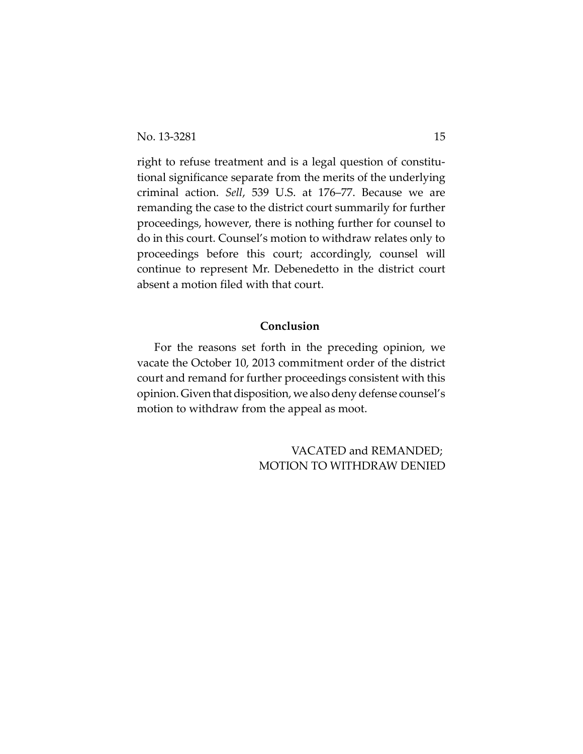right to refuse treatment and is a legal question of constitutional significance separate from the merits of the underlying criminal action. *Sell*, 539 U.S. at 176–77. Because we are remanding the case to the district court summarily for further proceedings, however, there is nothing further for counsel to do in this court. Counsel's motion to withdraw relates only to proceedings before this court; accordingly, counsel will continue to represent Mr. Debenedetto in the district court absent a motion filed with that court.

## Conclusion

For the reasons set forth in the preceding opinion, we vacate the October 10, 2013 commitment order of the district court and remand for further proceedings consistent with this opinion. Given that disposition, we also deny defense counsel's motion to withdraw from the appeal as moot.

VACATED and REMANDED;
MOTION TO WITHDRAW DENIED